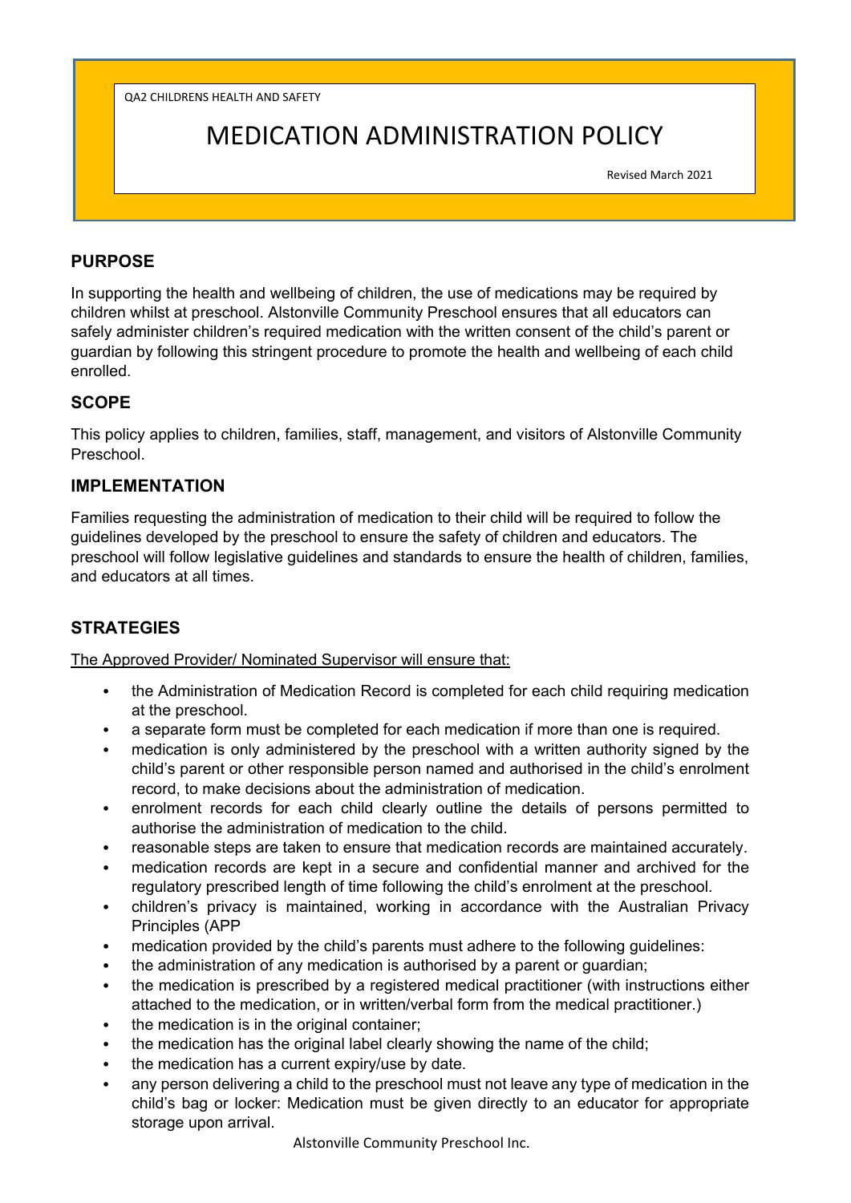QA2 CHILDRENS HEALTH AND SAFETY

# MEDICATION ADMINISTRATION POLICY

Revised March 2021

## PURPOSE

In supporting the health and wellbeing of children, the use of medications may be required by children whilst at preschool. Alstonville Community Preschool ensures that all educators can safely administer children's required medication with the written consent of the child's parent or guardian by following this stringent procedure to promote the health and wellbeing of each child enrolled.

## SCOPE

This policy applies to children, families, staff, management, and visitors of Alstonville Community Preschool.

## IMPLEMENTATION

Families requesting the administration of medication to their child will be required to follow the guidelines developed by the preschool to ensure the safety of children and educators. The preschool will follow legislative guidelines and standards to ensure the health of children, families, and educators at all times.

## STRATEGIES

The Approved Provider/ Nominated Supervisor will ensure that:

- the Administration of Medication Record is completed for each child requiring medication at the preschool.
- a separate form must be completed for each medication if more than one is required.
- medication is only administered by the preschool with a written authority signed by the child's parent or other responsible person named and authorised in the child's enrolment record, to make decisions about the administration of medication.
- enrolment records for each child clearly outline the details of persons permitted to authorise the administration of medication to the child.
- reasonable steps are taken to ensure that medication records are maintained accurately.
- medication records are kept in a secure and confidential manner and archived for the regulatory prescribed length of time following the child's enrolment at the preschool.
- children's privacy is maintained, working in accordance with the Australian Privacy Principles (APP
- medication provided by the child's parents must adhere to the following guidelines:
- the administration of any medication is authorised by a parent or guardian;
- the medication is prescribed by a registered medical practitioner (with instructions either attached to the medication, or in written/verbal form from the medical practitioner.)
- the medication is in the original container;
- the medication has the original label clearly showing the name of the child;
- the medication has a current expiry/use by date.
- any person delivering a child to the preschool must not leave any type of medication in the child's bag or locker: Medication must be given directly to an educator for appropriate storage upon arrival.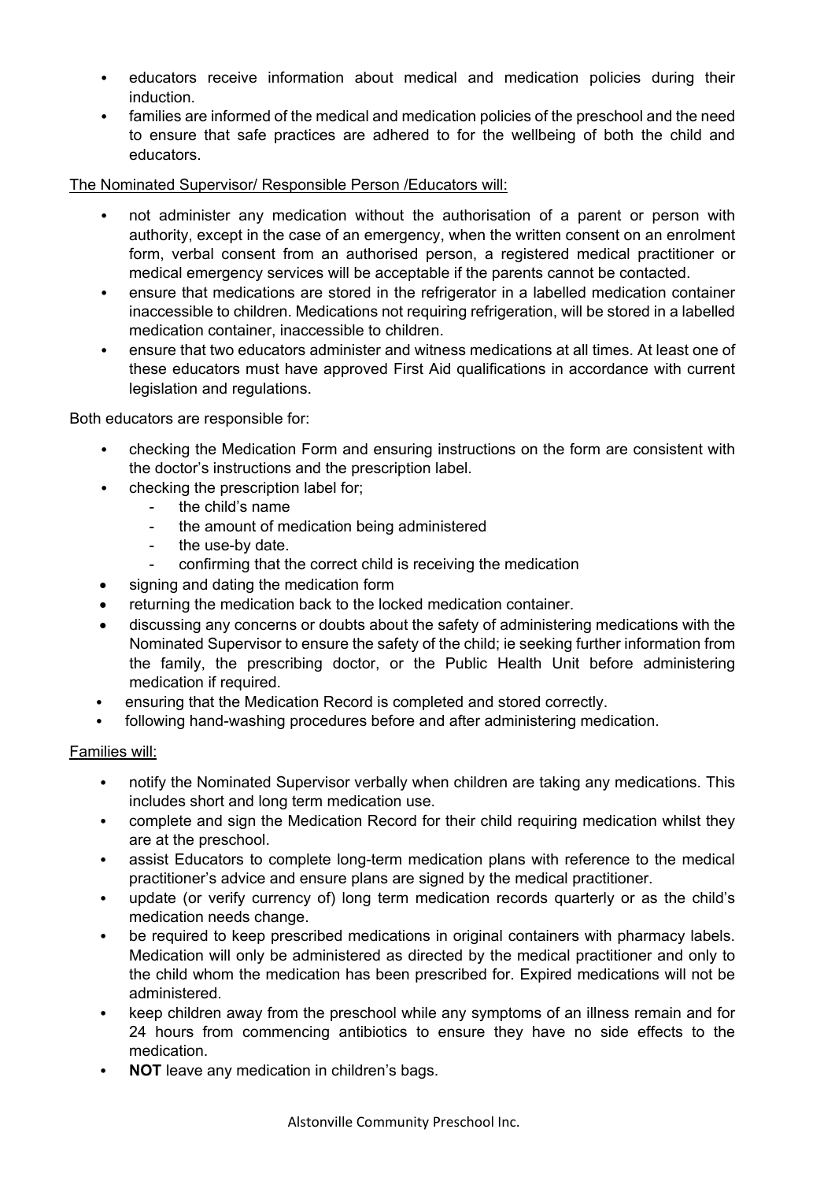- educators receive information about medical and medication policies during their induction.
- families are informed of the medical and medication policies of the preschool and the need to ensure that safe practices are adhered to for the wellbeing of both the child and educators.

The Nominated Supervisor/ Responsible Person /Educators will:

- not administer any medication without the authorisation of a parent or person with authority, except in the case of an emergency, when the written consent on an enrolment form, verbal consent from an authorised person, a registered medical practitioner or medical emergency services will be acceptable if the parents cannot be contacted.
- ensure that medications are stored in the refrigerator in a labelled medication container inaccessible to children. Medications not requiring refrigeration, will be stored in a labelled medication container, inaccessible to children.
- ensure that two educators administer and witness medications at all times. At least one of these educators must have approved First Aid qualifications in accordance with current legislation and regulations.

Both educators are responsible for:

- checking the Medication Form and ensuring instructions on the form are consistent with the doctor's instructions and the prescription label.
- checking the prescription label for;
  - the child's name
  - the amount of medication being administered
  - the use-by date.
  - confirming that the correct child is receiving the medication
- signing and dating the medication form
- returning the medication back to the locked medication container.
- discussing any concerns or doubts about the safety of administering medications with the Nominated Supervisor to ensure the safety of the child; ie seeking further information from the family, the prescribing doctor, or the Public Health Unit before administering medication if required.
- ensuring that the Medication Record is completed and stored correctly.
- following hand-washing procedures before and after administering medication.

Families will:

- notify the Nominated Supervisor verbally when children are taking any medications. This includes short and long term medication use.
- complete and sign the Medication Record for their child requiring medication whilst they are at the preschool.
- assist Educators to complete long-term medication plans with reference to the medical practitioner's advice and ensure plans are signed by the medical practitioner.
- update (or verify currency of) long term medication records quarterly or as the child's medication needs change.
- be required to keep prescribed medications in original containers with pharmacy labels. Medication will only be administered as directed by the medical practitioner and only to the child whom the medication has been prescribed for. Expired medications will not be administered.
- keep children away from the preschool while any symptoms of an illness remain and for 24 hours from commencing antibiotics to ensure they have no side effects to the medication.
- **NOT** leave any medication in children's bags.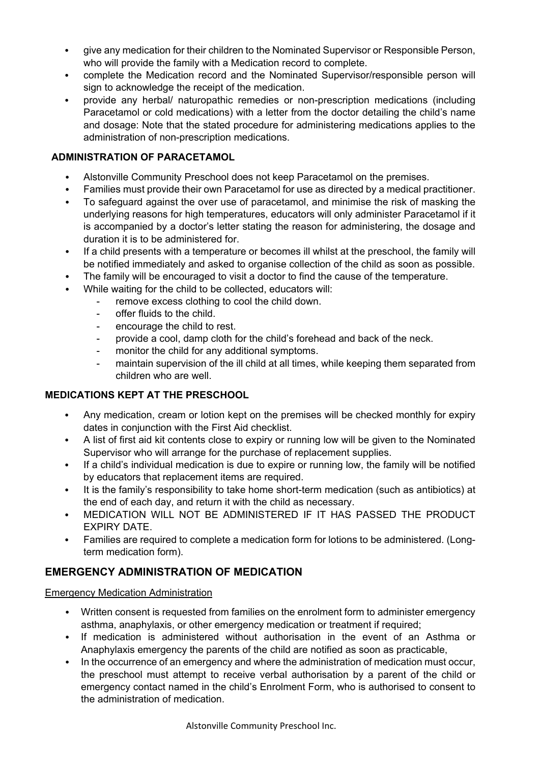- give any medication for their children to the Nominated Supervisor or Responsible Person, who will provide the family with a Medication record to complete.
- complete the Medication record and the Nominated Supervisor/responsible person will sign to acknowledge the receipt of the medication.
- provide any herbal/ naturopathic remedies or non-prescription medications (including Paracetamol or cold medications) with a letter from the doctor detailing the child's name and dosage: Note that the stated procedure for administering medications applies to the administration of non-prescription medications.

**ADMINISTRATION OF PARACETAMOL**

- Alstonville Community Preschool does not keep Paracetamol on the premises.
- Families must provide their own Paracetamol for use as directed by a medical practitioner.
- To safeguard against the over use of paracetamol, and minimise the risk of masking the underlying reasons for high temperatures, educators will only administer Paracetamol if it is accompanied by a doctor's letter stating the reason for administering, the dosage and duration it is to be administered for.
- If a child presents with a temperature or becomes ill whilst at the preschool, the family will be notified immediately and asked to organise collection of the child as soon as possible.
- The family will be encouraged to visit a doctor to find the cause of the temperature.
- While waiting for the child to be collected, educators will:
  - remove excess clothing to cool the child down.
  - offer fluids to the child.
  - encourage the child to rest.
  - provide a cool, damp cloth for the child's forehead and back of the neck.
  - monitor the child for any additional symptoms.
  - maintain supervision of the ill child at all times, while keeping them separated from children who are well.

**MEDICATIONS KEPT AT THE PRESCHOOL**

- Any medication, cream or lotion kept on the premises will be checked monthly for expiry dates in conjunction with the First Aid checklist.
- A list of first aid kit contents close to expiry or running low will be given to the Nominated Supervisor who will arrange for the purchase of replacement supplies.
- If a child's individual medication is due to expire or running low, the family will be notified by educators that replacement items are required.
- It is the family's responsibility to take home short-term medication (such as antibiotics) at the end of each day, and return it with the child as necessary.
- MEDICATION WILL NOT BE ADMINISTERED IF IT HAS PASSED THE PRODUCT EXPIRY DATE.
- Families are required to complete a medication form for lotions to be administered. (Long-term medication form).

## EMERGENCY ADMINISTRATION OF MEDICATION

Emergency Medication Administration

- Written consent is requested from families on the enrolment form to administer emergency asthma, anaphylaxis, or other emergency medication or treatment if required;
- If medication is administered without authorisation in the event of an Asthma or Anaphylaxis emergency the parents of the child are notified as soon as practicable,
- In the occurrence of an emergency and where the administration of medication must occur, the preschool must attempt to receive verbal authorisation by a parent of the child or emergency contact named in the child's Enrolment Form, who is authorised to consent to the administration of medication.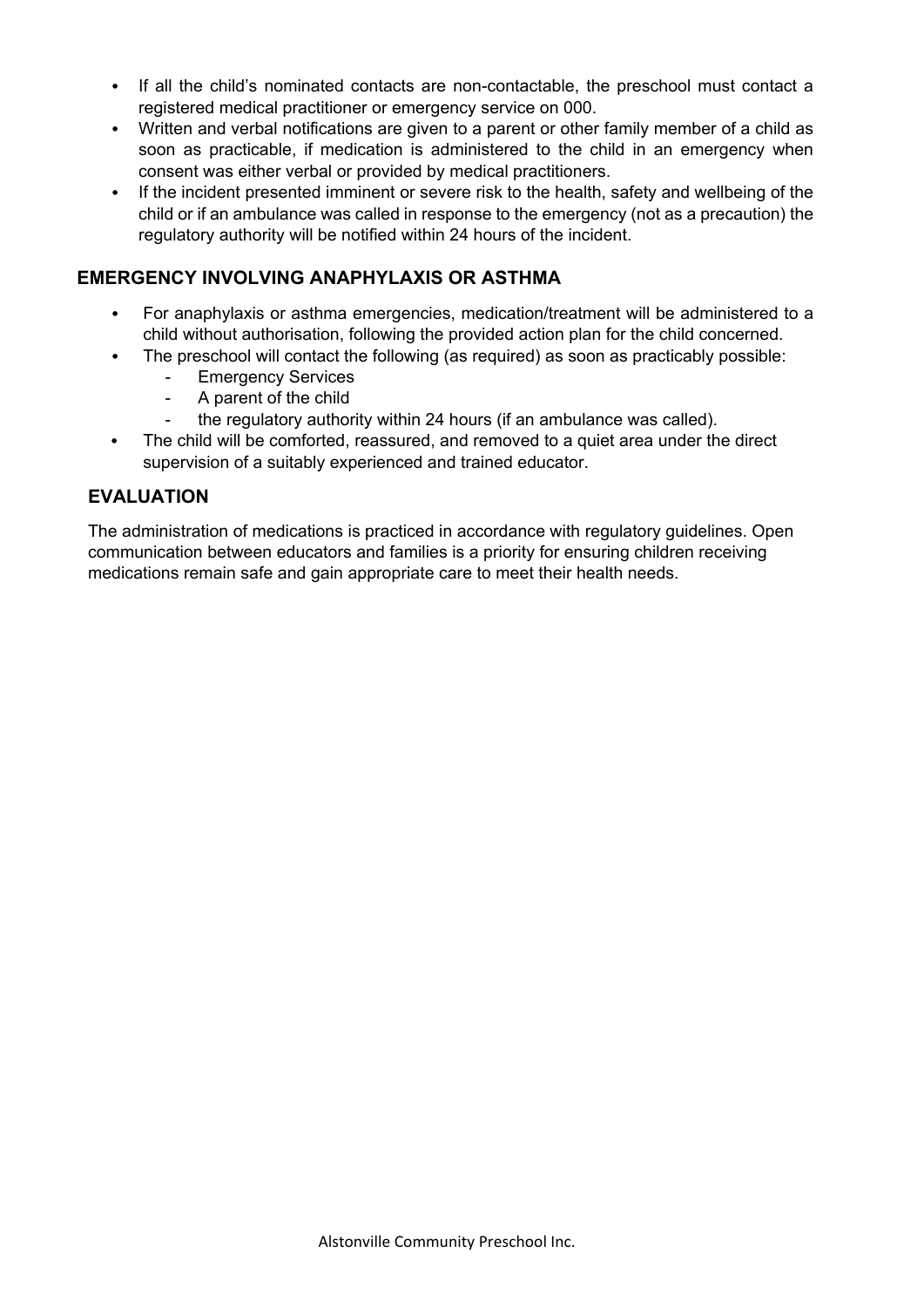- If all the child's nominated contacts are non-contactable, the preschool must contact a registered medical practitioner or emergency service on 000.
- Written and verbal notifications are given to a parent or other family member of a child as soon as practicable, if medication is administered to the child in an emergency when consent was either verbal or provided by medical practitioners.
- If the incident presented imminent or severe risk to the health, safety and wellbeing of the child or if an ambulance was called in response to the emergency (not as a precaution) the regulatory authority will be notified within 24 hours of the incident.

## EMERGENCY INVOLVING ANAPHYLAXIS OR ASTHMA

- For anaphylaxis or asthma emergencies, medication/treatment will be administered to a child without authorisation, following the provided action plan for the child concerned.
- The preschool will contact the following (as required) as soon as practicably possible:
    - Emergency Services
    - A parent of the child
    - the regulatory authority within 24 hours (if an ambulance was called).
- The child will be comforted, reassured, and removed to a quiet area under the direct supervision of a suitably experienced and trained educator.

## EVALUATION

The administration of medications is practiced in accordance with regulatory guidelines. Open communication between educators and families is a priority for ensuring children receiving medications remain safe and gain appropriate care to meet their health needs.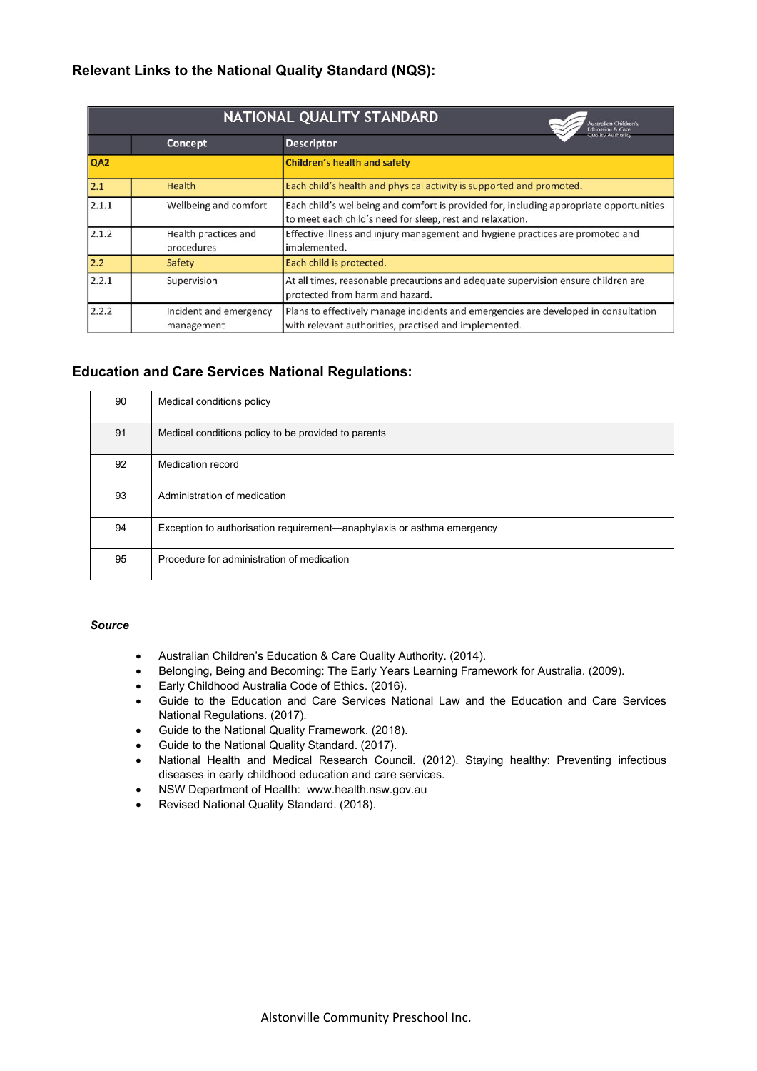### Relevant Links to the National Quality Standard (NQS):

| NATIONAL QUALITY STANDARD | | |
|---|---|---|
| | Concept | Descriptor |
| QA2 | | Children's health and safety |
| 2.1 | Health | Each child's health and physical activity is supported and promoted. |
| 2.1.1 | Wellbeing and comfort | Each child's wellbeing and comfort is provided for, including appropriate opportunities to meet each child's need for sleep, rest and relaxation. |
| 2.1.2 | Health practices and procedures | Effective illness and injury management and hygiene practices are promoted and implemented. |
| 2.2 | Safety | Each child is protected. |
| 2.2.1 | Supervision | At all times, reasonable precautions and adequate supervision ensure children are protected from harm and hazard. |
| 2.2.2 | Incident and emergency management | Plans to effectively manage incidents and emergencies are developed in consultation with relevant authorities, practised and implemented. |

### Education and Care Services National Regulations:

| | |
|---|---|
| 90 | Medical conditions policy |
| 91 | Medical conditions policy to be provided to parents |
| 92 | Medication record |
| 93 | Administration of medication |
| 94 | Exception to authorisation requirement—anaphylaxis or asthma emergency |
| 95 | Procedure for administration of medication |

***Source***

- Australian Children's Education & Care Quality Authority. (2014).
- Belonging, Being and Becoming: The Early Years Learning Framework for Australia. (2009).
- Early Childhood Australia Code of Ethics. (2016).
- Guide to the Education and Care Services National Law and the Education and Care Services National Regulations. (2017).
- Guide to the National Quality Framework. (2018).
- Guide to the National Quality Standard. (2017).
- National Health and Medical Research Council. (2012). Staying healthy: Preventing infectious diseases in early childhood education and care services.
- NSW Department of Health: www.health.nsw.gov.au
- Revised National Quality Standard. (2018).